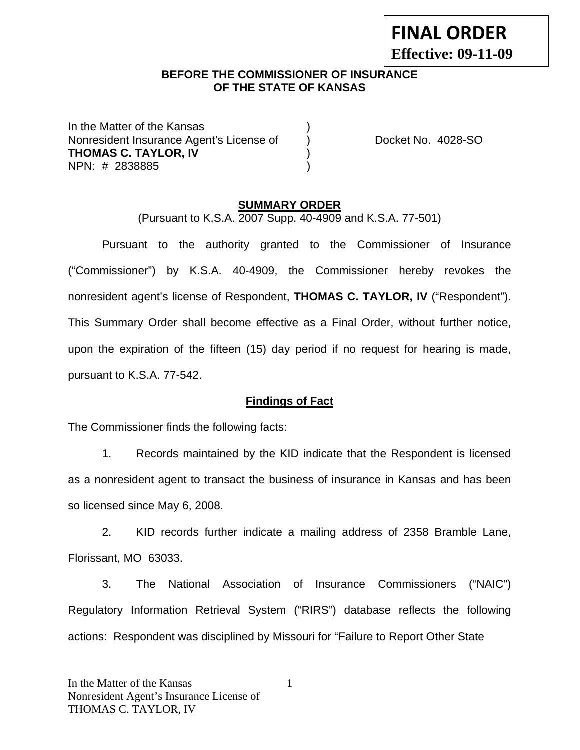**FINAL ORDER**
**Effective: 09-11-09**

**BEFORE THE COMMISSIONER OF INSURANCE**
**OF THE STATE OF KANSAS**

In the Matter of the Kansas )
Nonresident Insurance Agent's License of ) Docket No. 4028-SO
**THOMAS C. TAYLOR, IV** )
NPN: # 2838885 )

## SUMMARY ORDER

(Pursuant to K.S.A. 2007 Supp. 40-4909 and K.S.A. 77-501)

Pursuant to the authority granted to the Commissioner of Insurance ("Commissioner") by K.S.A. 40-4909, the Commissioner hereby revokes the nonresident agent's license of Respondent, **THOMAS C. TAYLOR, IV** ("Respondent"). This Summary Order shall become effective as a Final Order, without further notice, upon the expiration of the fifteen (15) day period if no request for hearing is made, pursuant to K.S.A. 77-542.

### Findings of Fact

The Commissioner finds the following facts:

1. Records maintained by the KID indicate that the Respondent is licensed as a nonresident agent to transact the business of insurance in Kansas and has been so licensed since May 6, 2008.

2. KID records further indicate a mailing address of 2358 Bramble Lane, Florissant, MO 63033.

3. The National Association of Insurance Commissioners ("NAIC") Regulatory Information Retrieval System ("RIRS") database reflects the following actions: Respondent was disciplined by Missouri for "Failure to Report Other State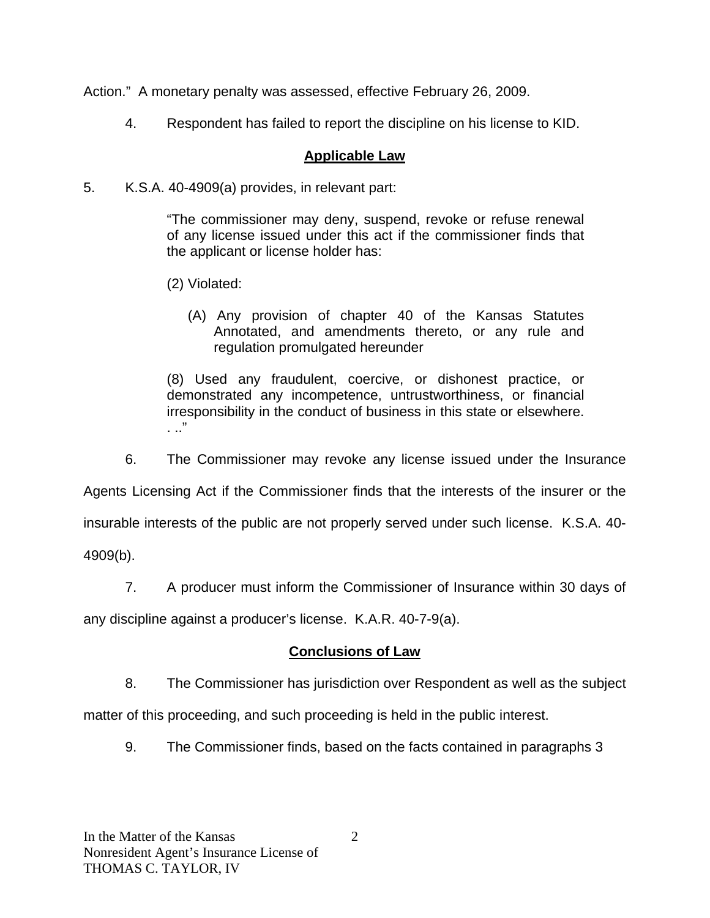Action." A monetary penalty was assessed, effective February 26, 2009.

4. Respondent has failed to report the discipline on his license to KID.

## Applicable Law

5. K.S.A. 40-4909(a) provides, in relevant part:

> "The commissioner may deny, suspend, revoke or refuse renewal of any license issued under this act if the commissioner finds that the applicant or license holder has:
>
> (2) Violated:
>
> (A) Any provision of chapter 40 of the Kansas Statutes Annotated, and amendments thereto, or any rule and regulation promulgated hereunder
>
> (8) Used any fraudulent, coercive, or dishonest practice, or demonstrated any incompetence, untrustworthiness, or financial irresponsibility in the conduct of business in this state or elsewhere. . .."

6. The Commissioner may revoke any license issued under the Insurance Agents Licensing Act if the Commissioner finds that the interests of the insurer or the insurable interests of the public are not properly served under such license. K.S.A. 40-4909(b).

7. A producer must inform the Commissioner of Insurance within 30 days of any discipline against a producer's license. K.A.R. 40-7-9(a).

## Conclusions of Law

8. The Commissioner has jurisdiction over Respondent as well as the subject matter of this proceeding, and such proceeding is held in the public interest.

9. The Commissioner finds, based on the facts contained in paragraphs 3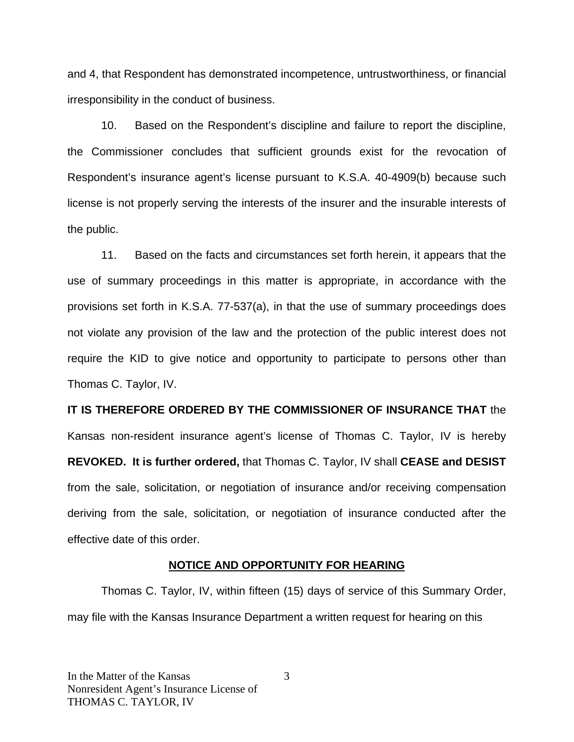and 4, that Respondent has demonstrated incompetence, untrustworthiness, or financial irresponsibility in the conduct of business.

10. Based on the Respondent's discipline and failure to report the discipline, the Commissioner concludes that sufficient grounds exist for the revocation of Respondent's insurance agent's license pursuant to K.S.A. 40-4909(b) because such license is not properly serving the interests of the insurer and the insurable interests of the public.

11. Based on the facts and circumstances set forth herein, it appears that the use of summary proceedings in this matter is appropriate, in accordance with the provisions set forth in K.S.A. 77-537(a), in that the use of summary proceedings does not violate any provision of the law and the protection of the public interest does not require the KID to give notice and opportunity to participate to persons other than Thomas C. Taylor, IV.

**IT IS THEREFORE ORDERED BY THE COMMISSIONER OF INSURANCE THAT** the Kansas non-resident insurance agent's license of Thomas C. Taylor, IV is hereby **REVOKED. It is further ordered,** that Thomas C. Taylor, IV shall **CEASE and DESIST** from the sale, solicitation, or negotiation of insurance and/or receiving compensation deriving from the sale, solicitation, or negotiation of insurance conducted after the effective date of this order.

## NOTICE AND OPPORTUNITY FOR HEARING

Thomas C. Taylor, IV, within fifteen (15) days of service of this Summary Order, may file with the Kansas Insurance Department a written request for hearing on this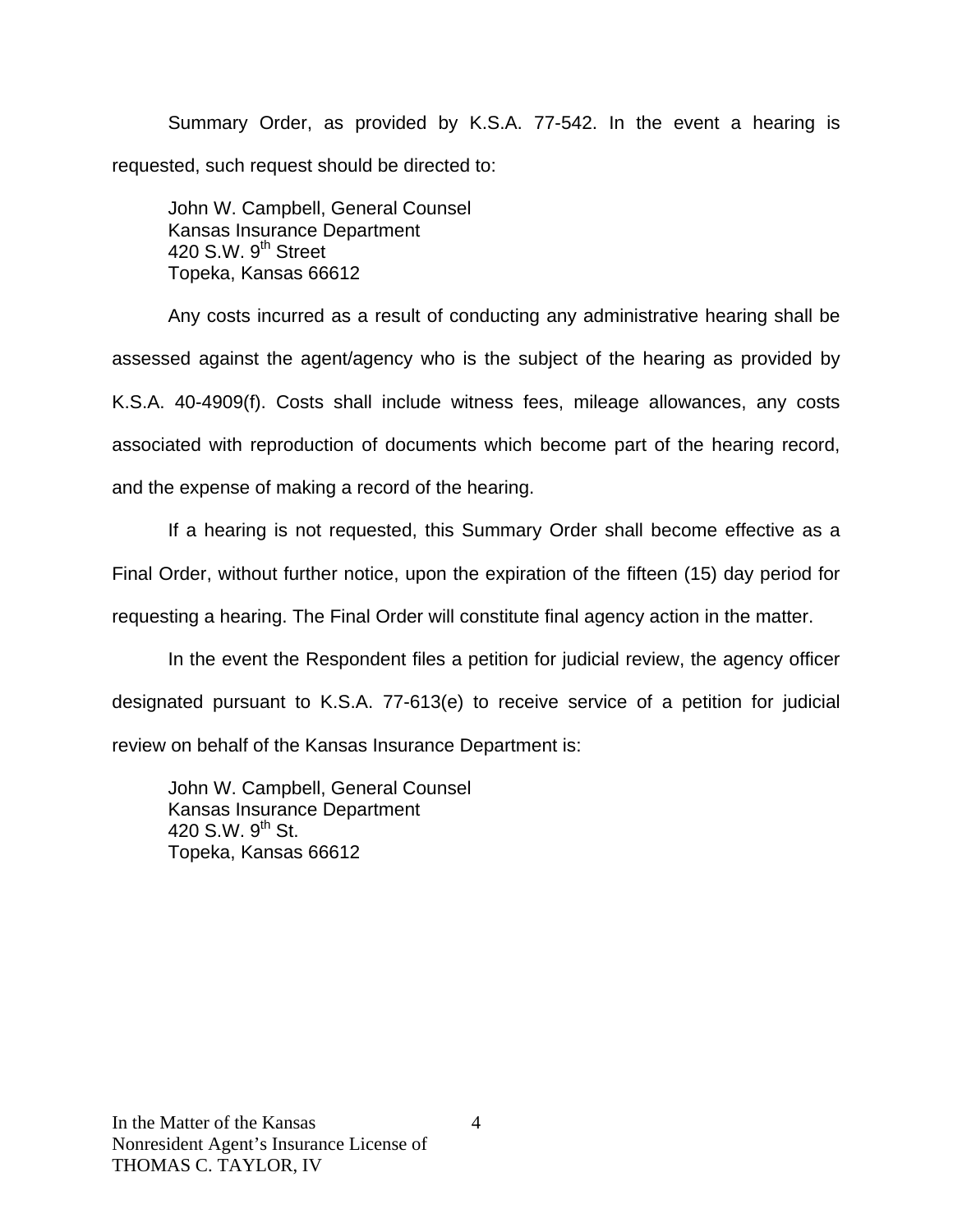Summary Order, as provided by K.S.A. 77-542. In the event a hearing is requested, such request should be directed to:

John W. Campbell, General Counsel
Kansas Insurance Department
420 S.W. 9th Street
Topeka, Kansas 66612

Any costs incurred as a result of conducting any administrative hearing shall be assessed against the agent/agency who is the subject of the hearing as provided by K.S.A. 40-4909(f). Costs shall include witness fees, mileage allowances, any costs associated with reproduction of documents which become part of the hearing record, and the expense of making a record of the hearing.

If a hearing is not requested, this Summary Order shall become effective as a Final Order, without further notice, upon the expiration of the fifteen (15) day period for requesting a hearing. The Final Order will constitute final agency action in the matter.

In the event the Respondent files a petition for judicial review, the agency officer designated pursuant to K.S.A. 77-613(e) to receive service of a petition for judicial review on behalf of the Kansas Insurance Department is:

John W. Campbell, General Counsel
Kansas Insurance Department
420 S.W. 9th St.
Topeka, Kansas 66612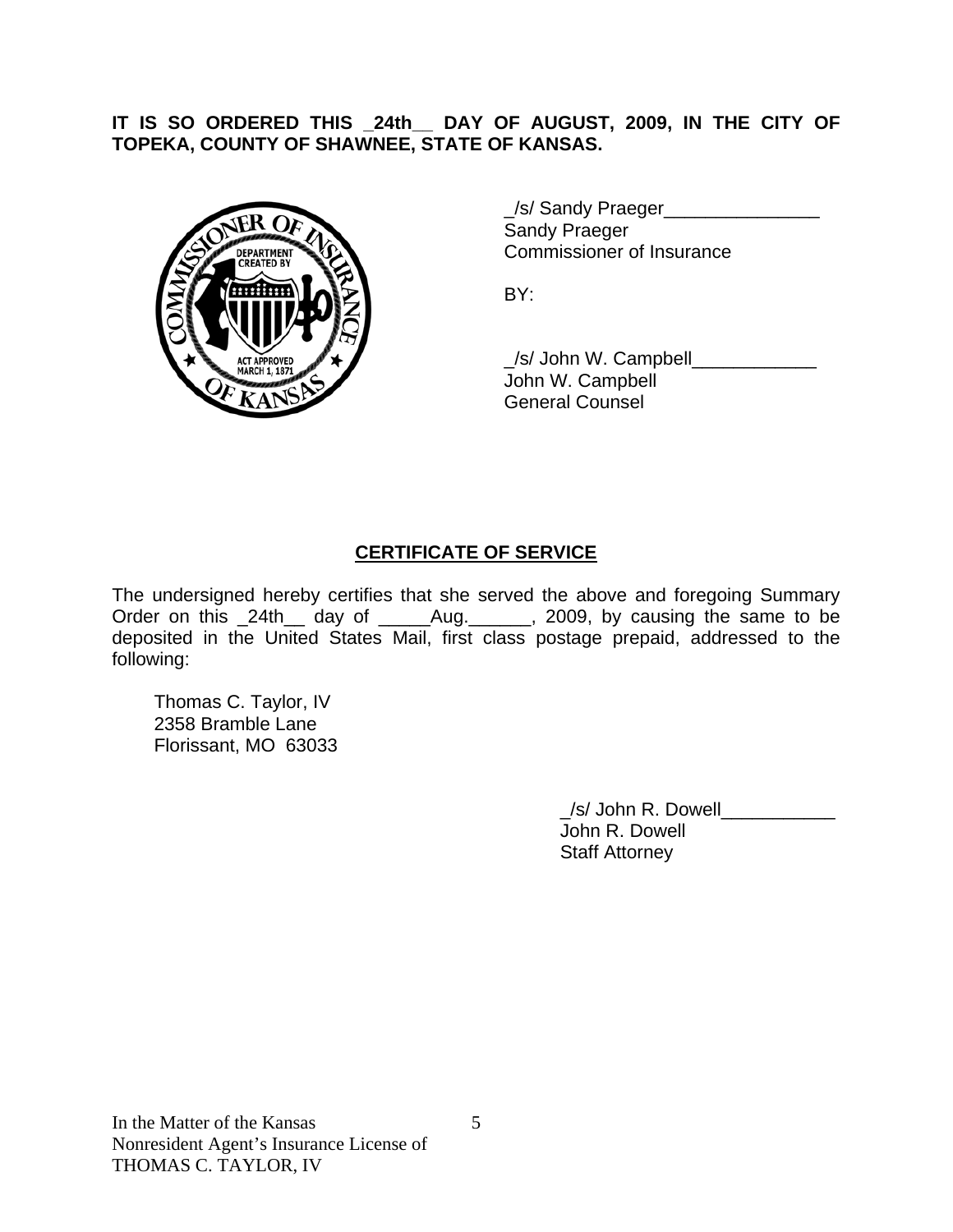**IT IS SO ORDERED THIS _24th__ DAY OF AUGUST, 2009, IN THE CITY OF TOPEKA, COUNTY OF SHAWNEE, STATE OF KANSAS.**

_/s/ Sandy Praeger_______________
Sandy Praeger
Commissioner of Insurance

BY:

_/s/ John W. Campbell____________
John W. Campbell
General Counsel

## CERTIFICATE OF SERVICE

The undersigned hereby certifies that she served the above and foregoing Summary Order on this _24th__ day of _____Aug.______, 2009, by causing the same to be deposited in the United States Mail, first class postage prepaid, addressed to the following:

Thomas C. Taylor, IV
2358 Bramble Lane
Florissant, MO 63033

_/s/ John R. Dowell___________
John R. Dowell
Staff Attorney